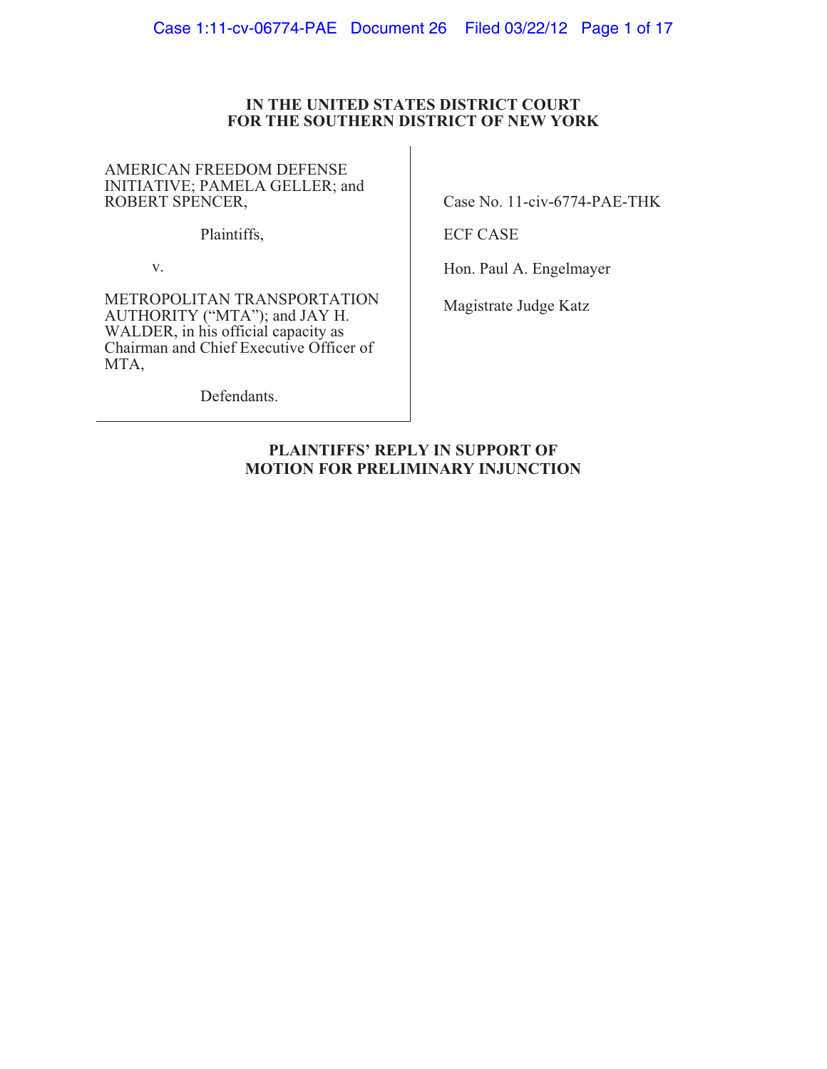**IN THE UNITED STATES DISTRICT COURT**
**FOR THE SOUTHERN DISTRICT OF NEW YORK**

AMERICAN FREEDOM DEFENSE INITIATIVE; PAMELA GELLER; and ROBERT SPENCER,

Plaintiffs,

v.

METROPOLITAN TRANSPORTATION AUTHORITY ("MTA"); and JAY H. WALDER, in his official capacity as Chairman and Chief Executive Officer of MTA,

Defendants.

Case No. 11-civ-6774-PAE-THK

ECF CASE

Hon. Paul A. Engelmayer

Magistrate Judge Katz

**PLAINTIFFS' REPLY IN SUPPORT OF MOTION FOR PRELIMINARY INJUNCTION**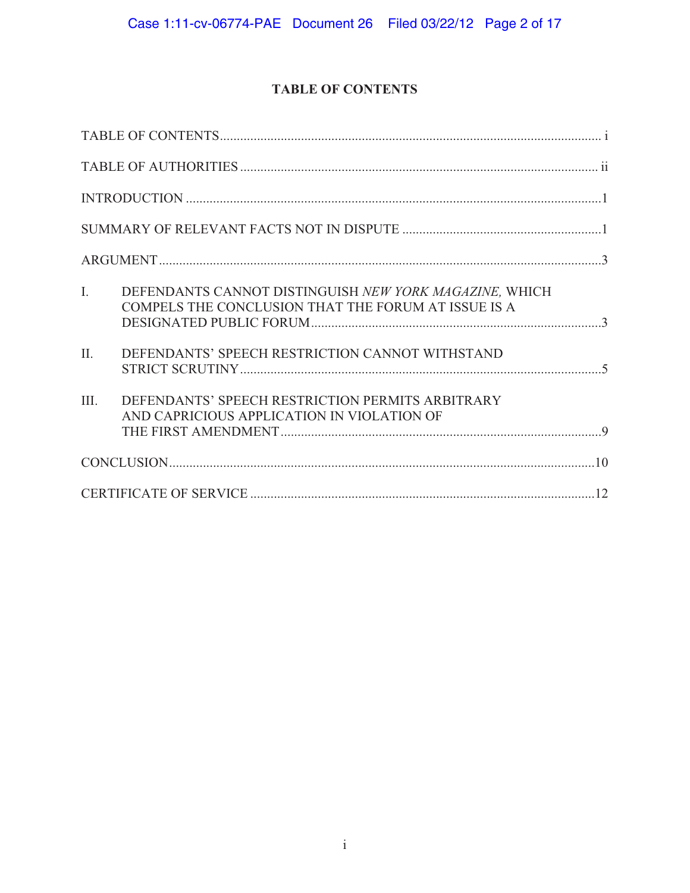# TABLE OF CONTENTS

TABLE OF CONTENTS ........................................................................................................ i

TABLE OF AUTHORITIES ................................................................................................ ii

INTRODUCTION ..................................................................................................................1

SUMMARY OF RELEVANT FACTS NOT IN DISPUTE ..................................................1

ARGUMENT ..........................................................................................................................3

I. DEFENDANTS CANNOT DISTINGUISH *NEW YORK MAGAZINE,* WHICH COMPELS THE CONCLUSION THAT THE FORUM AT ISSUE IS A DESIGNATED PUBLIC FORUM ..........................................................................3

II. DEFENDANTS' SPEECH RESTRICTION CANNOT WITHSTAND STRICT SCRUTINY ..........................................................................................5

III. DEFENDANTS' SPEECH RESTRICTION PERMITS ARBITRARY AND CAPRICIOUS APPLICATION IN VIOLATION OF THE FIRST AMENDMENT ..............................................................................9

CONCLUSION.....................................................................................................................10

CERTIFICATE OF SERVICE ..............................................................................................12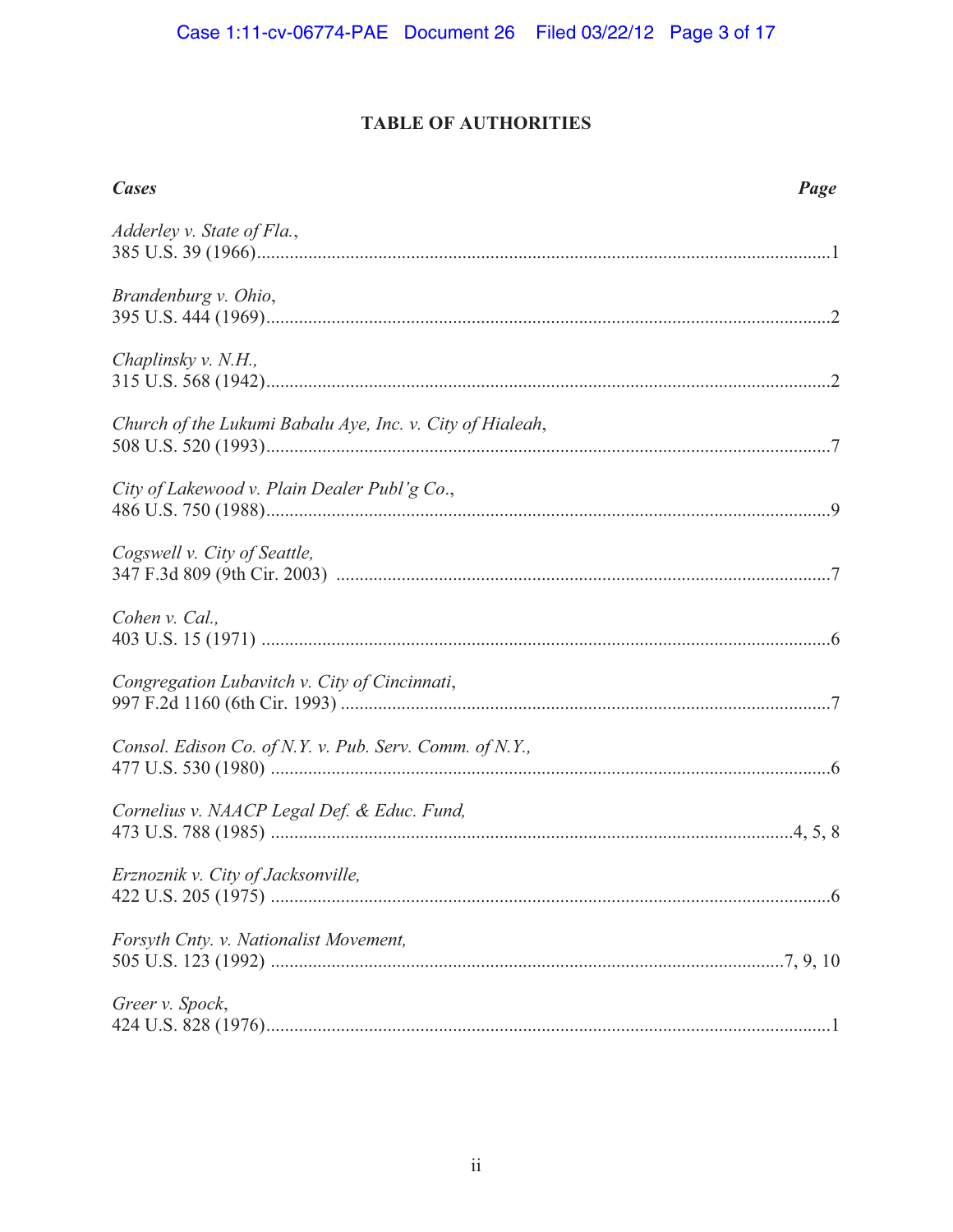# TABLE OF AUTHORITIES

| ***Cases*** | ***Page*** |
|---|---|
| *Adderley v. State of Fla.*, 385 U.S. 39 (1966) | 1 |
| *Brandenburg v. Ohio*, 395 U.S. 444 (1969) | 2 |
| *Chaplinsky v. N.H.,* 315 U.S. 568 (1942) | 2 |
| *Church of the Lukumi Babalu Aye, Inc. v. City of Hialeah*, 508 U.S. 520 (1993) | 7 |
| *City of Lakewood v. Plain Dealer Publ'g Co*., 486 U.S. 750 (1988) | 9 |
| *Cogswell v. City of Seattle,* 347 F.3d 809 (9th Cir. 2003) | 7 |
| *Cohen v. Cal.,* 403 U.S. 15 (1971) | 6 |
| *Congregation Lubavitch v. City of Cincinnati*, 997 F.2d 1160 (6th Cir. 1993) | 7 |
| *Consol. Edison Co. of N.Y. v. Pub. Serv. Comm. of N.Y.,* 477 U.S. 530 (1980) | 6 |
| *Cornelius v. NAACP Legal Def. & Educ. Fund,* 473 U.S. 788 (1985) | 4, 5, 8 |
| *Erznoznik v. City of Jacksonville,* 422 U.S. 205 (1975) | 6 |
| *Forsyth Cnty. v. Nationalist Movement,* 505 U.S. 123 (1992) | 7, 9, 10 |
| *Greer v. Spock*, 424 U.S. 828 (1976) | 1 |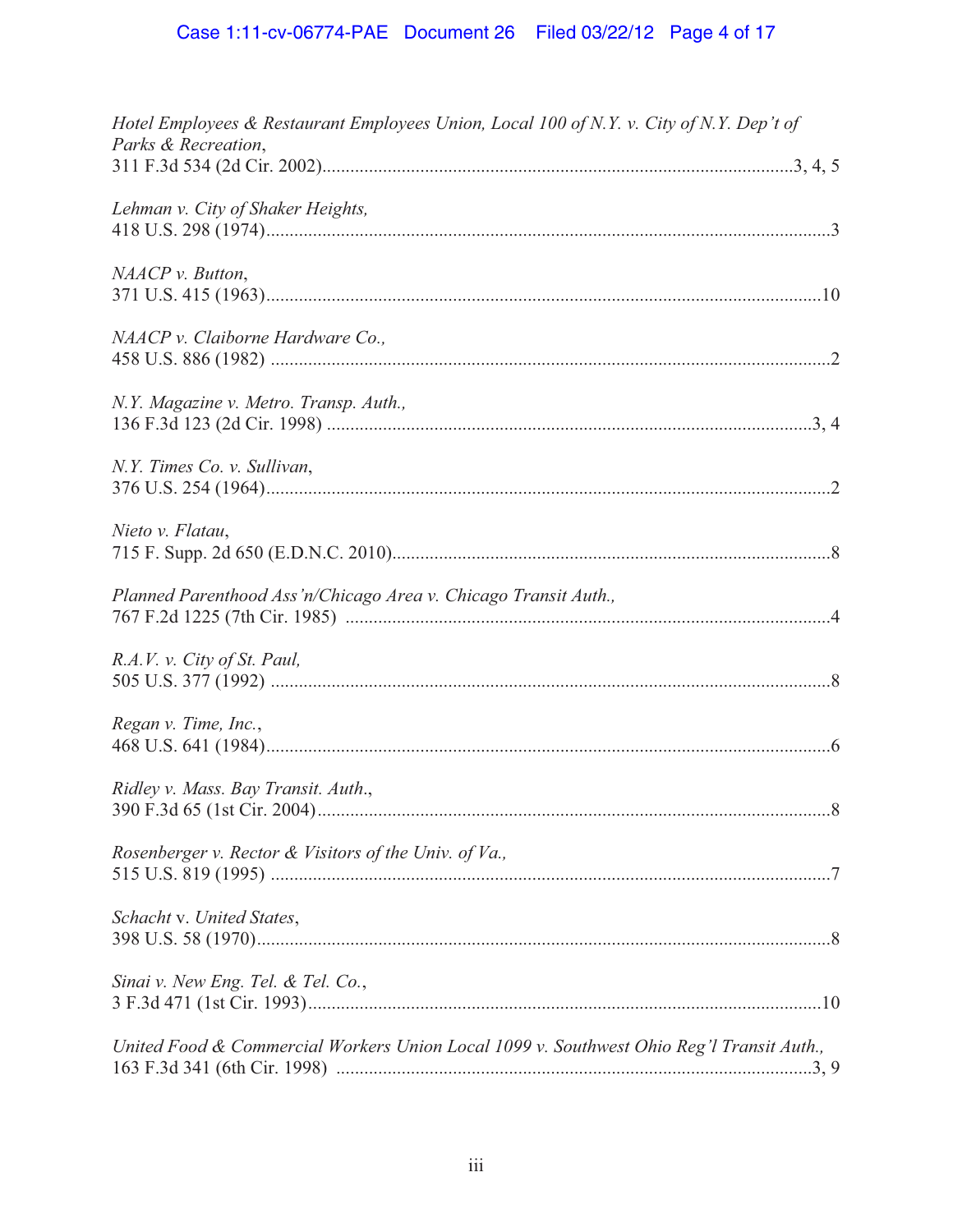*Hotel Employees & Restaurant Employees Union, Local 100 of N.Y. v. City of N.Y. Dep't of Parks & Recreation*,
311 F.3d 534 (2d Cir. 2002)....................................................................................................3, 4, 5

*Lehman v. City of Shaker Heights,*
418 U.S. 298 (1974).......................................................................................................................3

*NAACP v. Button*,
371 U.S. 415 (1963).....................................................................................................................10

*NAACP v. Claiborne Hardware Co.,*
458 U.S. 886 (1982) ......................................................................................................................2

*N.Y. Magazine v. Metro. Transp. Auth.,*
136 F.3d 123 (2d Cir. 1998) ......................................................................................................3, 4

*N.Y. Times Co. v. Sullivan*,
376 U.S. 254 (1964).......................................................................................................................2

*Nieto v. Flatau*,
715 F. Supp. 2d 650 (E.D.N.C. 2010)............................................................................................8

*Planned Parenthood Ass'n/Chicago Area v. Chicago Transit Auth.,*
767 F.2d 1225 (7th Cir. 1985) ......................................................................................................4

*R.A.V. v. City of St. Paul,*
505 U.S. 377 (1992) ......................................................................................................................8

*Regan v. Time, Inc.*,
468 U.S. 641 (1984).......................................................................................................................6

*Ridley v. Mass. Bay Transit. Auth*.,
390 F.3d 65 (1st Cir. 2004)............................................................................................................8

*Rosenberger v. Rector & Visitors of the Univ. of Va.,*
515 U.S. 819 (1995) ......................................................................................................................7

*Schacht* v. *United States*,
398 U.S. 58 (1970).........................................................................................................................8

*Sinai v. New Eng. Tel. & Tel. Co.*,
3 F.3d 471 (1st Cir. 1993)............................................................................................................10

*United Food & Commercial Workers Union Local 1099 v. Southwest Ohio Reg'l Transit Auth.,*
163 F.3d 341 (6th Cir. 1998) ....................................................................................................3, 9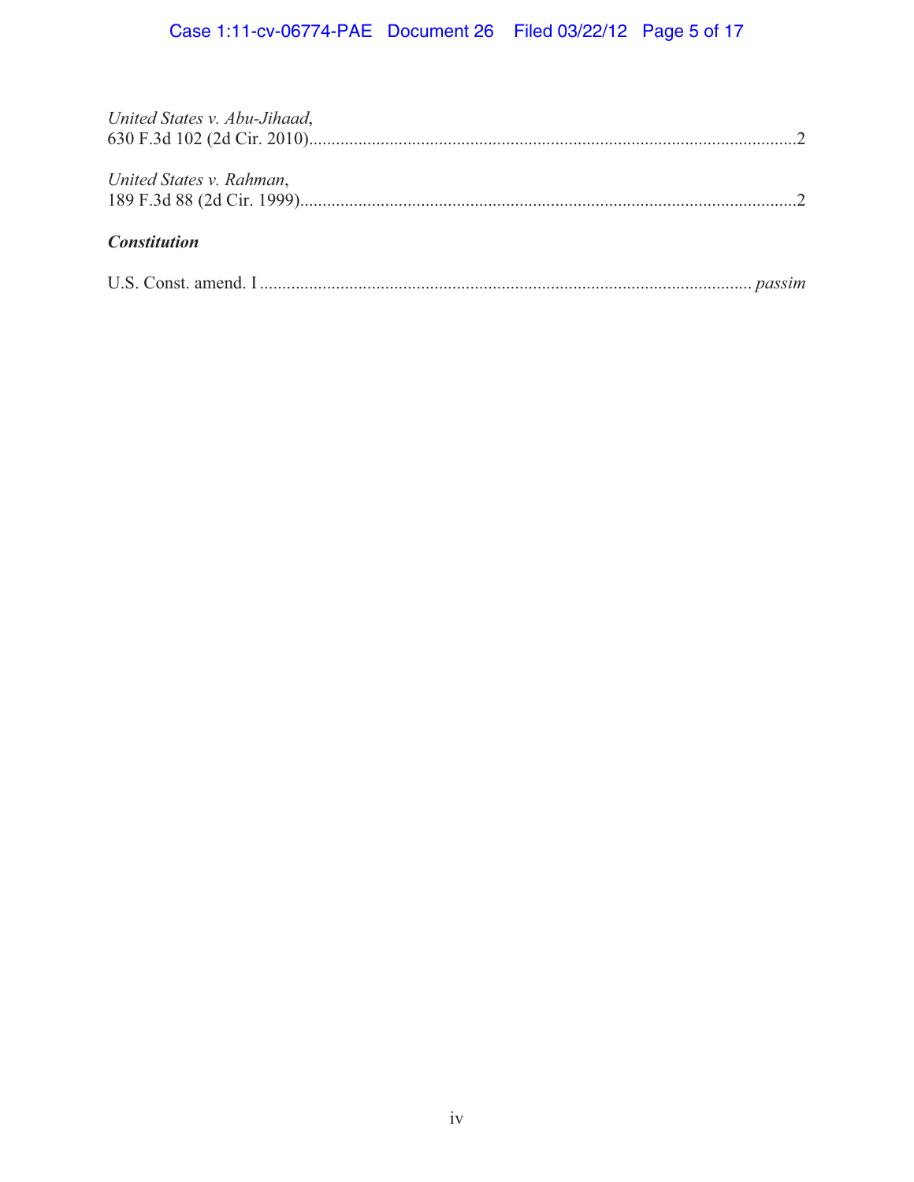*United States v. Abu-Jihaad*,
630 F.3d 102 (2d Cir. 2010).............................................................................................................2

*United States v. Rahman*,
189 F.3d 88 (2d Cir. 1999)...............................................................................................................2

***Constitution***

U.S. Const. amend. I ............................................................................................................ *passim*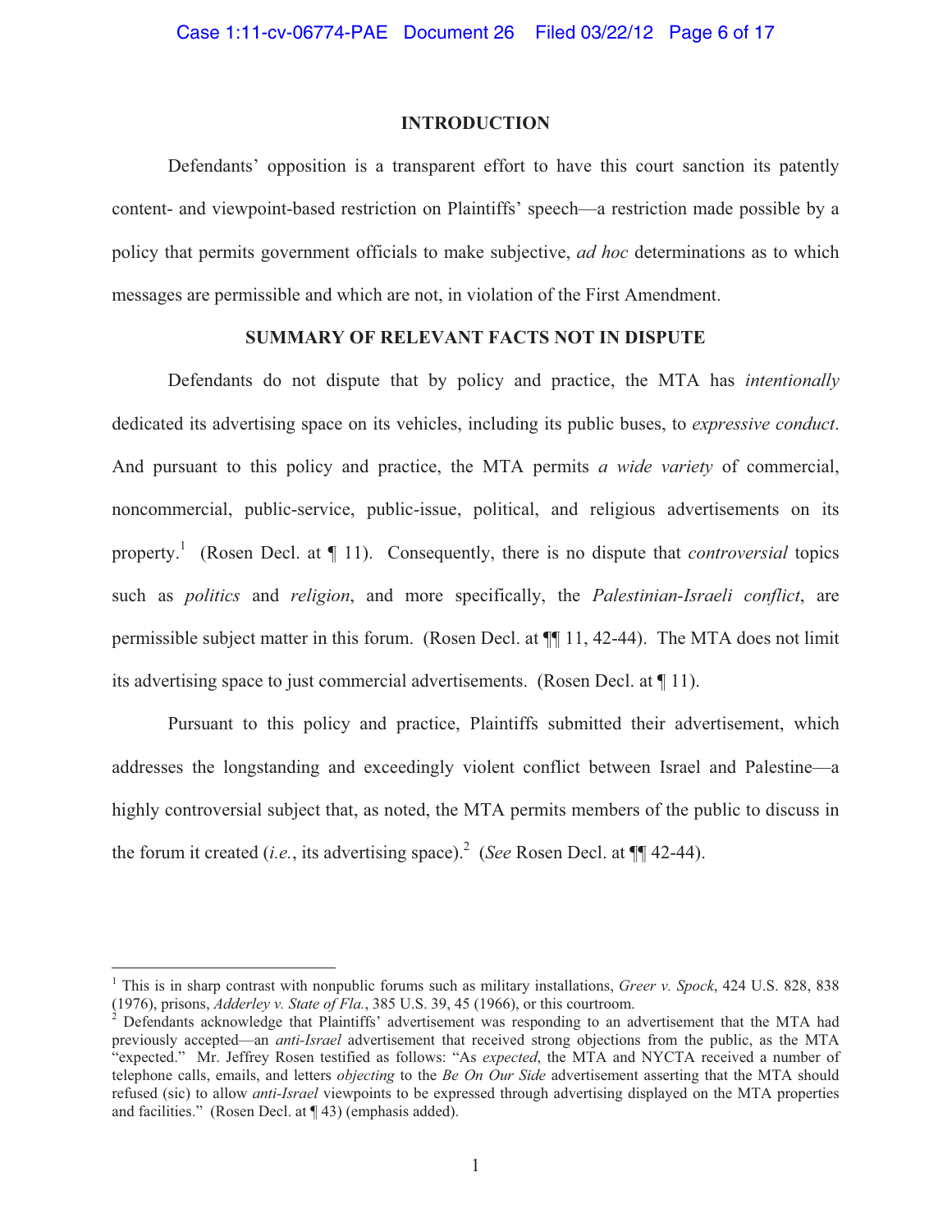## INTRODUCTION

Defendants' opposition is a transparent effort to have this court sanction its patently content- and viewpoint-based restriction on Plaintiffs' speech—a restriction made possible by a policy that permits government officials to make subjective, *ad hoc* determinations as to which messages are permissible and which are not, in violation of the First Amendment.

## SUMMARY OF RELEVANT FACTS NOT IN DISPUTE

Defendants do not dispute that by policy and practice, the MTA has *intentionally* dedicated its advertising space on its vehicles, including its public buses, to *expressive conduct*. And pursuant to this policy and practice, the MTA permits *a wide variety* of commercial, noncommercial, public-service, public-issue, political, and religious advertisements on its property.[1] (Rosen Decl. at ¶ 11). Consequently, there is no dispute that *controversial* topics such as *politics* and *religion*, and more specifically, the *Palestinian-Israeli conflict*, are permissible subject matter in this forum. (Rosen Decl. at ¶¶ 11, 42-44). The MTA does not limit its advertising space to just commercial advertisements. (Rosen Decl. at ¶ 11).

Pursuant to this policy and practice, Plaintiffs submitted their advertisement, which addresses the longstanding and exceedingly violent conflict between Israel and Palestine—a highly controversial subject that, as noted, the MTA permits members of the public to discuss in the forum it created (*i.e.*, its advertising space).[2] (*See* Rosen Decl. at ¶¶ 42-44).

---

[1] This is in sharp contrast with nonpublic forums such as military installations, *Greer v. Spock*, 424 U.S. 828, 838 (1976), prisons, *Adderley v. State of Fla.*, 385 U.S. 39, 45 (1966), or this courtroom.

[2] Defendants acknowledge that Plaintiffs' advertisement was responding to an advertisement that the MTA had previously accepted—an *anti-Israel* advertisement that received strong objections from the public, as the MTA "expected." Mr. Jeffrey Rosen testified as follows: "As *expected*, the MTA and NYCTA received a number of telephone calls, emails, and letters *objecting* to the *Be On Our Side* advertisement asserting that the MTA should refused (sic) to allow *anti-Israel* viewpoints to be expressed through advertising displayed on the MTA properties and facilities." (Rosen Decl. at ¶ 43) (emphasis added).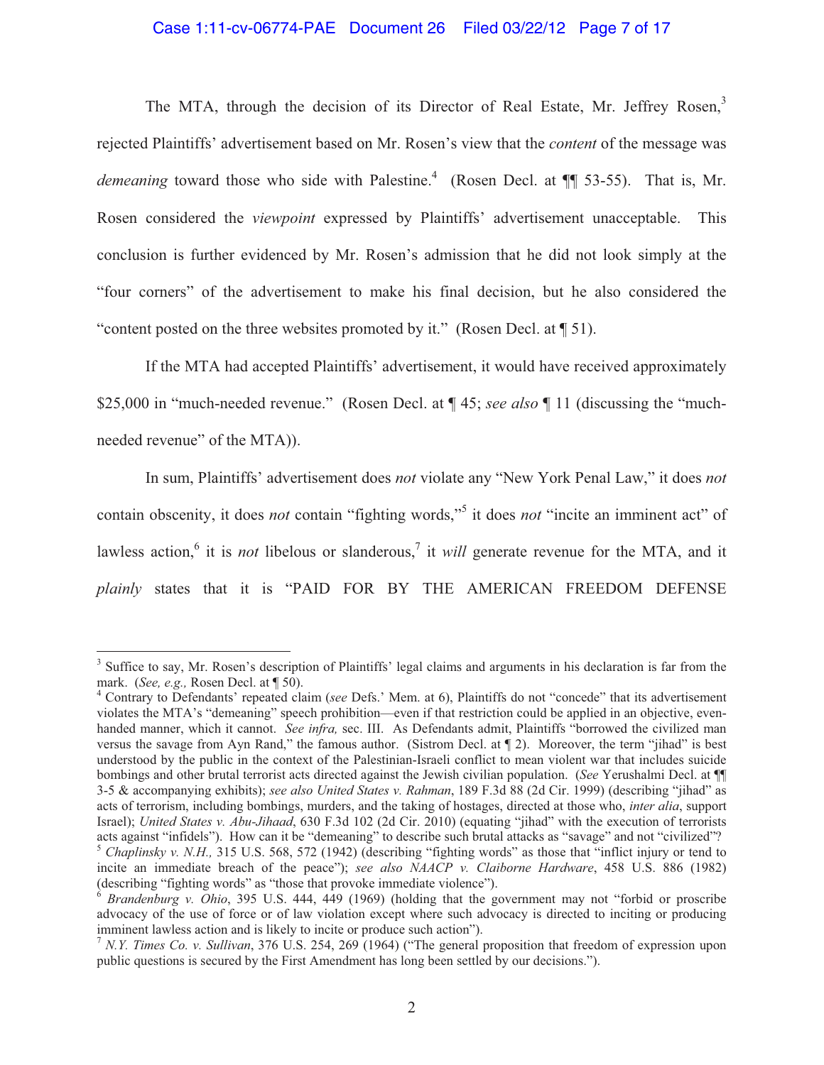The MTA, through the decision of its Director of Real Estate, Mr. Jeffrey Rosen,[3] rejected Plaintiffs' advertisement based on Mr. Rosen's view that the *content* of the message was *demeaning* toward those who side with Palestine.[4] (Rosen Decl. at ¶¶ 53-55). That is, Mr. Rosen considered the *viewpoint* expressed by Plaintiffs' advertisement unacceptable. This conclusion is further evidenced by Mr. Rosen's admission that he did not look simply at the "four corners" of the advertisement to make his final decision, but he also considered the "content posted on the three websites promoted by it." (Rosen Decl. at ¶ 51).

If the MTA had accepted Plaintiffs' advertisement, it would have received approximately $25,000 in "much-needed revenue." (Rosen Decl. at ¶ 45; *see also* ¶ 11 (discussing the "much-needed revenue" of the MTA)).

In sum, Plaintiffs' advertisement does *not* violate any "New York Penal Law," it does *not* contain obscenity, it does *not* contain "fighting words,"[5] it does *not* "incite an imminent act" of lawless action,[6] it is *not* libelous or slanderous,[7] it *will* generate revenue for the MTA, and it *plainly* states that it is "PAID FOR BY THE AMERICAN FREEDOM DEFENSE

---

[3] Suffice to say, Mr. Rosen's description of Plaintiffs' legal claims and arguments in his declaration is far from the mark. (*See, e.g.,* Rosen Decl. at ¶ 50).

[4] Contrary to Defendants' repeated claim (*see* Defs.' Mem. at 6), Plaintiffs do not "concede" that its advertisement violates the MTA's "demeaning" speech prohibition—even if that restriction could be applied in an objective, even-handed manner, which it cannot. *See infra,* sec. III. As Defendants admit, Plaintiffs "borrowed the civilized man versus the savage from Ayn Rand," the famous author. (Sistrom Decl. at ¶ 2). Moreover, the term "jihad" is best understood by the public in the context of the Palestinian-Israeli conflict to mean violent war that includes suicide bombings and other brutal terrorist acts directed against the Jewish civilian population. (*See* Yerushalmi Decl. at ¶¶ 3-5 & accompanying exhibits); *see also United States v. Rahman*, 189 F.3d 88 (2d Cir. 1999) (describing "jihad" as acts of terrorism, including bombings, murders, and the taking of hostages, directed at those who, *inter alia*, support Israel); *United States v. Abu-Jihaad*, 630 F.3d 102 (2d Cir. 2010) (equating "jihad" with the execution of terrorists acts against "infidels"). How can it be "demeaning" to describe such brutal attacks as "savage" and not "civilized"?

[5] *Chaplinsky v. N.H.,* 315 U.S. 568, 572 (1942) (describing "fighting words" as those that "inflict injury or tend to incite an immediate breach of the peace"); *see also NAACP v. Claiborne Hardware*, 458 U.S. 886 (1982) (describing "fighting words" as "those that provoke immediate violence").

[6] *Brandenburg v. Ohio*, 395 U.S. 444, 449 (1969) (holding that the government may not "forbid or proscribe advocacy of the use of force or of law violation except where such advocacy is directed to inciting or producing imminent lawless action and is likely to incite or produce such action").

[7] *N.Y. Times Co. v. Sullivan*, 376 U.S. 254, 269 (1964) ("The general proposition that freedom of expression upon public questions is secured by the First Amendment has long been settled by our decisions.").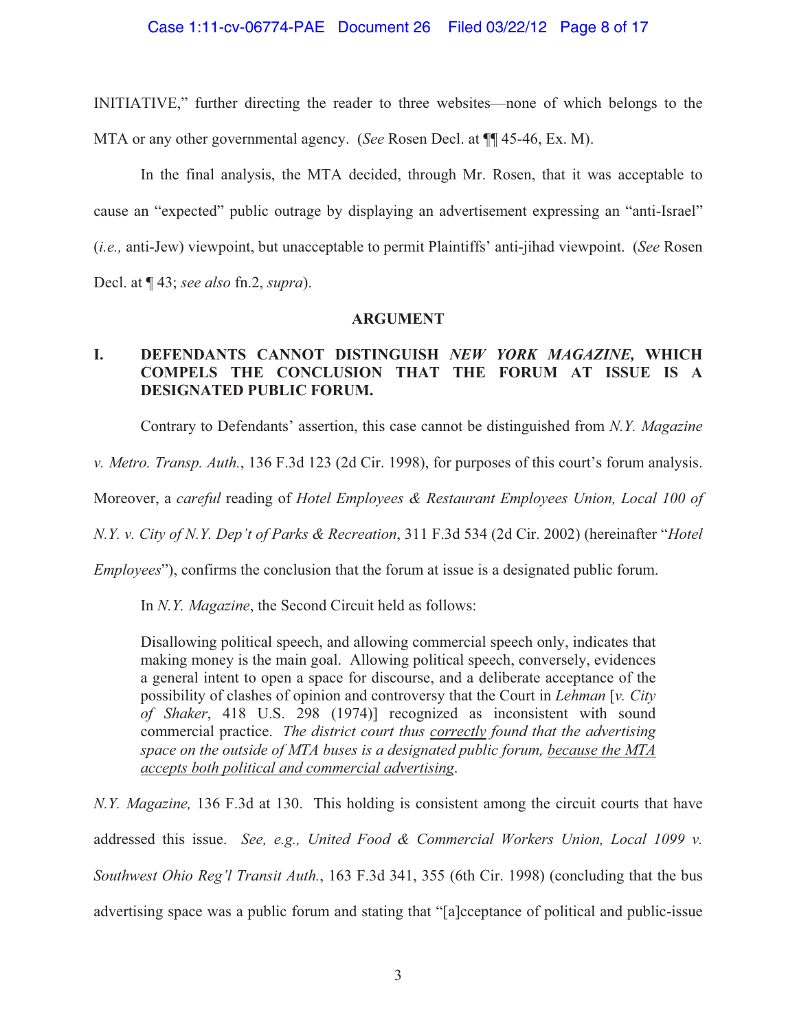INITIATIVE," further directing the reader to three websites—none of which belongs to the MTA or any other governmental agency. (*See* Rosen Decl. at ¶¶ 45-46, Ex. M).

In the final analysis, the MTA decided, through Mr. Rosen, that it was acceptable to cause an "expected" public outrage by displaying an advertisement expressing an "anti-Israel" (*i.e.,* anti-Jew) viewpoint, but unacceptable to permit Plaintiffs' anti-jihad viewpoint. (*See* Rosen Decl. at ¶ 43; *see also* fn.2, *supra*).

## ARGUMENT

### I. DEFENDANTS CANNOT DISTINGUISH *NEW YORK MAGAZINE,* WHICH COMPELS THE CONCLUSION THAT THE FORUM AT ISSUE IS A DESIGNATED PUBLIC FORUM.

Contrary to Defendants' assertion, this case cannot be distinguished from *N.Y. Magazine v. Metro. Transp. Auth.*, 136 F.3d 123 (2d Cir. 1998), for purposes of this court's forum analysis. Moreover, a *careful* reading of *Hotel Employees & Restaurant Employees Union, Local 100 of N.Y. v. City of N.Y. Dep't of Parks & Recreation*, 311 F.3d 534 (2d Cir. 2002) (hereinafter "*Hotel Employees*"), confirms the conclusion that the forum at issue is a designated public forum.

In *N.Y. Magazine*, the Second Circuit held as follows:

> Disallowing political speech, and allowing commercial speech only, indicates that making money is the main goal. Allowing political speech, conversely, evidences a general intent to open a space for discourse, and a deliberate acceptance of the possibility of clashes of opinion and controversy that the Court in *Lehman* [*v. City of Shaker*, 418 U.S. 298 (1974)] recognized as inconsistent with sound commercial practice. *The district court thus correctly found that the advertising space on the outside of MTA buses is a designated public forum, because the MTA accepts both political and commercial advertising*.

*N.Y. Magazine,* 136 F.3d at 130. This holding is consistent among the circuit courts that have addressed this issue. *See, e.g., United Food & Commercial Workers Union, Local 1099 v. Southwest Ohio Reg'l Transit Auth.*, 163 F.3d 341, 355 (6th Cir. 1998) (concluding that the bus advertising space was a public forum and stating that "[a]cceptance of political and public-issue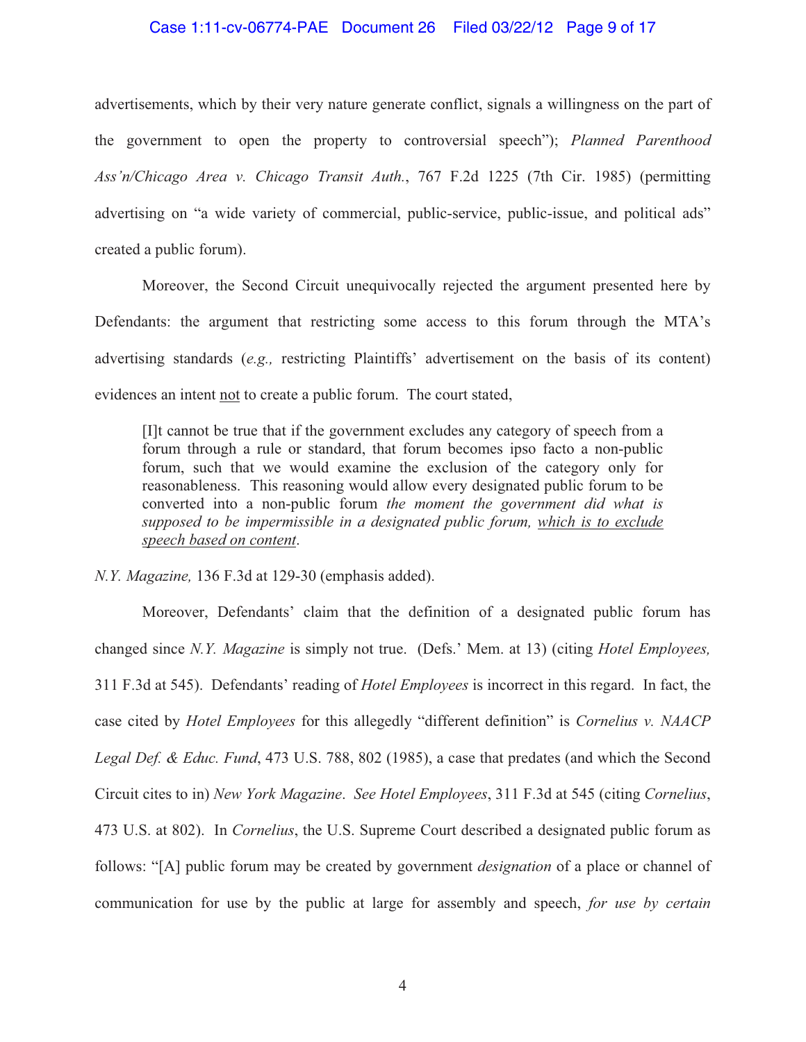advertisements, which by their very nature generate conflict, signals a willingness on the part of the government to open the property to controversial speech"); *Planned Parenthood Ass'n/Chicago Area v. Chicago Transit Auth.*, 767 F.2d 1225 (7th Cir. 1985) (permitting advertising on "a wide variety of commercial, public-service, public-issue, and political ads" created a public forum).

Moreover, the Second Circuit unequivocally rejected the argument presented here by Defendants: the argument that restricting some access to this forum through the MTA's advertising standards (*e.g.,* restricting Plaintiffs' advertisement on the basis of its content) evidences an intent <u>not</u> to create a public forum. The court stated,

> [I]t cannot be true that if the government excludes any category of speech from a forum through a rule or standard, that forum becomes ipso facto a non-public forum, such that we would examine the exclusion of the category only for reasonableness. This reasoning would allow every designated public forum to be converted into a non-public forum *the moment the government did what is supposed to be impermissible in a designated public forum, <u>which is to exclude speech based on content</u>*.

*N.Y. Magazine,* 136 F.3d at 129-30 (emphasis added).

Moreover, Defendants' claim that the definition of a designated public forum has changed since *N.Y. Magazine* is simply not true. (Defs.' Mem. at 13) (citing *Hotel Employees,* 311 F.3d at 545). Defendants' reading of *Hotel Employees* is incorrect in this regard. In fact, the case cited by *Hotel Employees* for this allegedly "different definition" is *Cornelius v. NAACP Legal Def. & Educ. Fund*, 473 U.S. 788, 802 (1985), a case that predates (and which the Second Circuit cites to in) *New York Magazine*. *See Hotel Employees*, 311 F.3d at 545 (citing *Cornelius*, 473 U.S. at 802). In *Cornelius*, the U.S. Supreme Court described a designated public forum as follows: "[A] public forum may be created by government *designation* of a place or channel of communication for use by the public at large for assembly and speech, *for use by certain*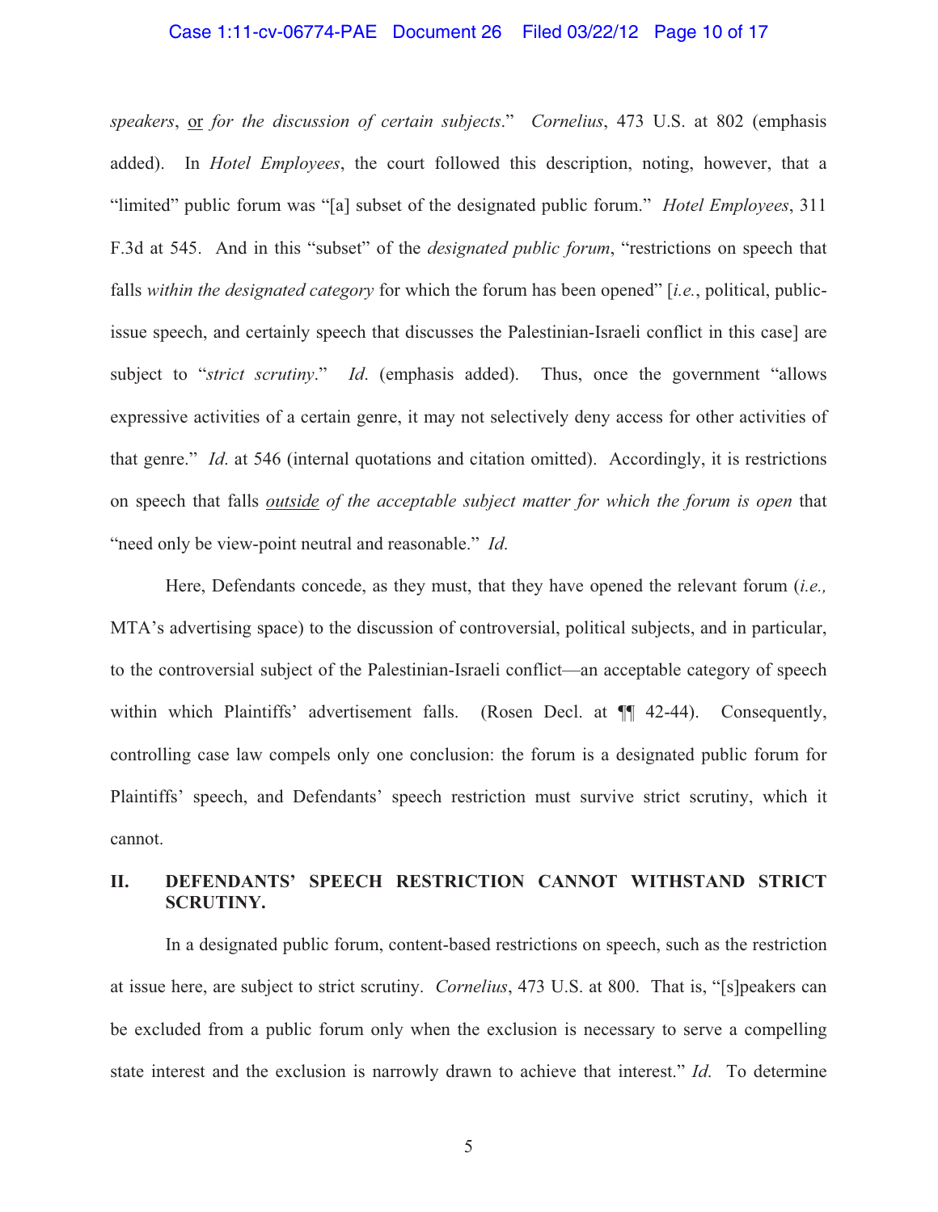*speakers*, or *for the discussion of certain subjects*." *Cornelius*, 473 U.S. at 802 (emphasis added). In *Hotel Employees*, the court followed this description, noting, however, that a "limited" public forum was "[a] subset of the designated public forum." *Hotel Employees*, 311 F.3d at 545. And in this "subset" of the *designated public forum*, "restrictions on speech that falls *within the designated category* for which the forum has been opened" [*i.e.*, political, public-issue speech, and certainly speech that discusses the Palestinian-Israeli conflict in this case] are subject to "*strict scrutiny*." *Id.* (emphasis added). Thus, once the government "allows expressive activities of a certain genre, it may not selectively deny access for other activities of that genre." *Id.* at 546 (internal quotations and citation omitted). Accordingly, it is restrictions on speech that falls *outside of the acceptable subject matter for which the forum is open* that "need only be view-point neutral and reasonable." *Id.*

Here, Defendants concede, as they must, that they have opened the relevant forum (*i.e.,* MTA's advertising space) to the discussion of controversial, political subjects, and in particular, to the controversial subject of the Palestinian-Israeli conflict—an acceptable category of speech within which Plaintiffs' advertisement falls. (Rosen Decl. at ¶¶ 42-44). Consequently, controlling case law compels only one conclusion: the forum is a designated public forum for Plaintiffs' speech, and Defendants' speech restriction must survive strict scrutiny, which it cannot.

## II. DEFENDANTS' SPEECH RESTRICTION CANNOT WITHSTAND STRICT SCRUTINY.

In a designated public forum, content-based restrictions on speech, such as the restriction at issue here, are subject to strict scrutiny. *Cornelius*, 473 U.S. at 800. That is, "[s]peakers can be excluded from a public forum only when the exclusion is necessary to serve a compelling state interest and the exclusion is narrowly drawn to achieve that interest." *Id.* To determine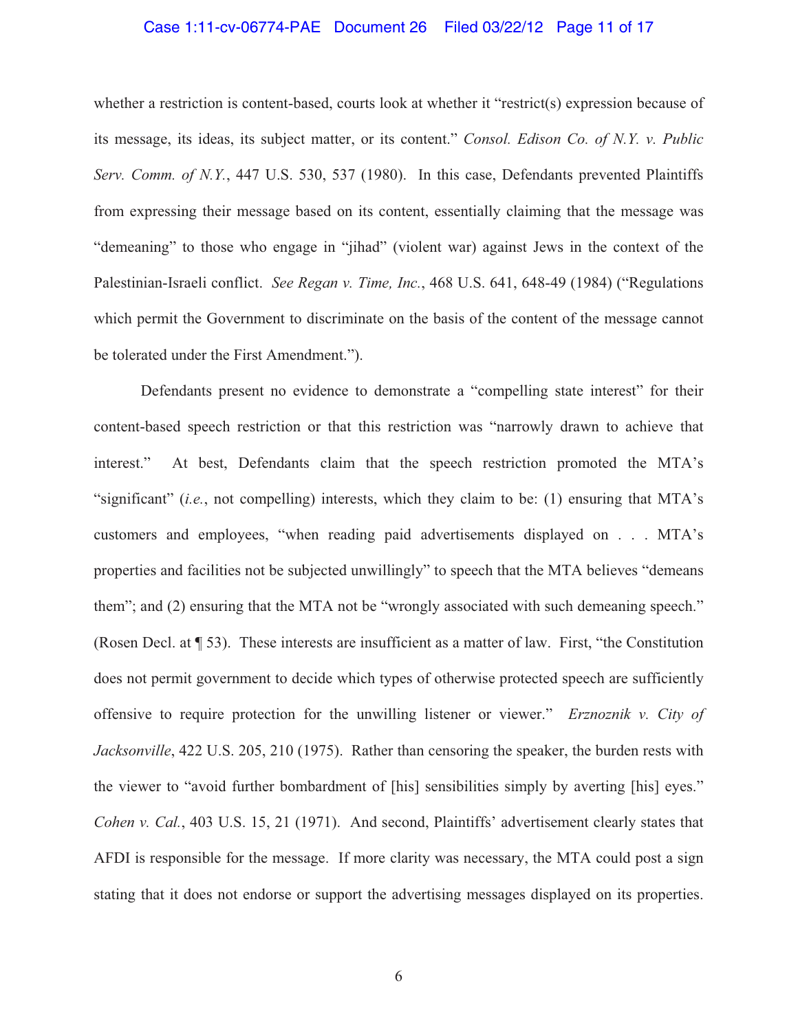whether a restriction is content-based, courts look at whether it "restrict(s) expression because of its message, its ideas, its subject matter, or its content." *Consol. Edison Co. of N.Y. v. Public Serv. Comm. of N.Y.*, 447 U.S. 530, 537 (1980). In this case, Defendants prevented Plaintiffs from expressing their message based on its content, essentially claiming that the message was "demeaning" to those who engage in "jihad" (violent war) against Jews in the context of the Palestinian-Israeli conflict. *See Regan v. Time, Inc.*, 468 U.S. 641, 648-49 (1984) ("Regulations which permit the Government to discriminate on the basis of the content of the message cannot be tolerated under the First Amendment.").

Defendants present no evidence to demonstrate a "compelling state interest" for their content-based speech restriction or that this restriction was "narrowly drawn to achieve that interest." At best, Defendants claim that the speech restriction promoted the MTA's "significant" (*i.e.*, not compelling) interests, which they claim to be: (1) ensuring that MTA's customers and employees, "when reading paid advertisements displayed on . . . MTA's properties and facilities not be subjected unwillingly" to speech that the MTA believes "demeans them"; and (2) ensuring that the MTA not be "wrongly associated with such demeaning speech." (Rosen Decl. at ¶ 53). These interests are insufficient as a matter of law. First, "the Constitution does not permit government to decide which types of otherwise protected speech are sufficiently offensive to require protection for the unwilling listener or viewer." *Erznoznik v. City of Jacksonville*, 422 U.S. 205, 210 (1975). Rather than censoring the speaker, the burden rests with the viewer to "avoid further bombardment of [his] sensibilities simply by averting [his] eyes." *Cohen v. Cal.*, 403 U.S. 15, 21 (1971). And second, Plaintiffs' advertisement clearly states that AFDI is responsible for the message. If more clarity was necessary, the MTA could post a sign stating that it does not endorse or support the advertising messages displayed on its properties.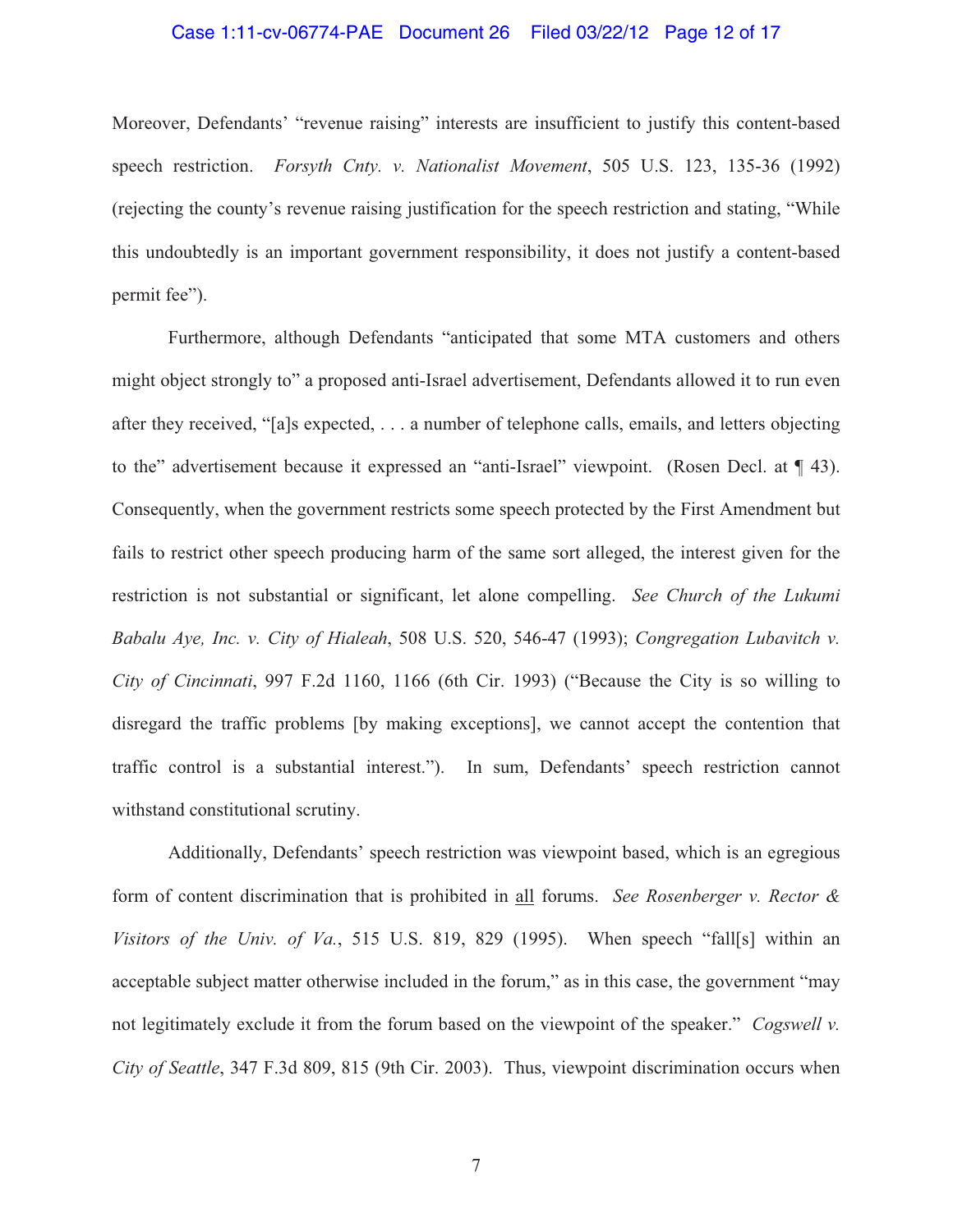Moreover, Defendants' "revenue raising" interests are insufficient to justify this content-based speech restriction. *Forsyth Cnty. v. Nationalist Movement*, 505 U.S. 123, 135-36 (1992) (rejecting the county's revenue raising justification for the speech restriction and stating, "While this undoubtedly is an important government responsibility, it does not justify a content-based permit fee").

Furthermore, although Defendants "anticipated that some MTA customers and others might object strongly to" a proposed anti-Israel advertisement, Defendants allowed it to run even after they received, "[a]s expected, . . . a number of telephone calls, emails, and letters objecting to the" advertisement because it expressed an "anti-Israel" viewpoint. (Rosen Decl. at ¶ 43). Consequently, when the government restricts some speech protected by the First Amendment but fails to restrict other speech producing harm of the same sort alleged, the interest given for the restriction is not substantial or significant, let alone compelling. *See Church of the Lukumi Babalu Aye, Inc. v. City of Hialeah*, 508 U.S. 520, 546-47 (1993); *Congregation Lubavitch v. City of Cincinnati*, 997 F.2d 1160, 1166 (6th Cir. 1993) ("Because the City is so willing to disregard the traffic problems [by making exceptions], we cannot accept the contention that traffic control is a substantial interest."). In sum, Defendants' speech restriction cannot withstand constitutional scrutiny.

Additionally, Defendants' speech restriction was viewpoint based, which is an egregious form of content discrimination that is prohibited in <u>all</u> forums. *See Rosenberger v. Rector & Visitors of the Univ. of Va.*, 515 U.S. 819, 829 (1995). When speech "fall[s] within an acceptable subject matter otherwise included in the forum," as in this case, the government "may not legitimately exclude it from the forum based on the viewpoint of the speaker." *Cogswell v. City of Seattle*, 347 F.3d 809, 815 (9th Cir. 2003). Thus, viewpoint discrimination occurs when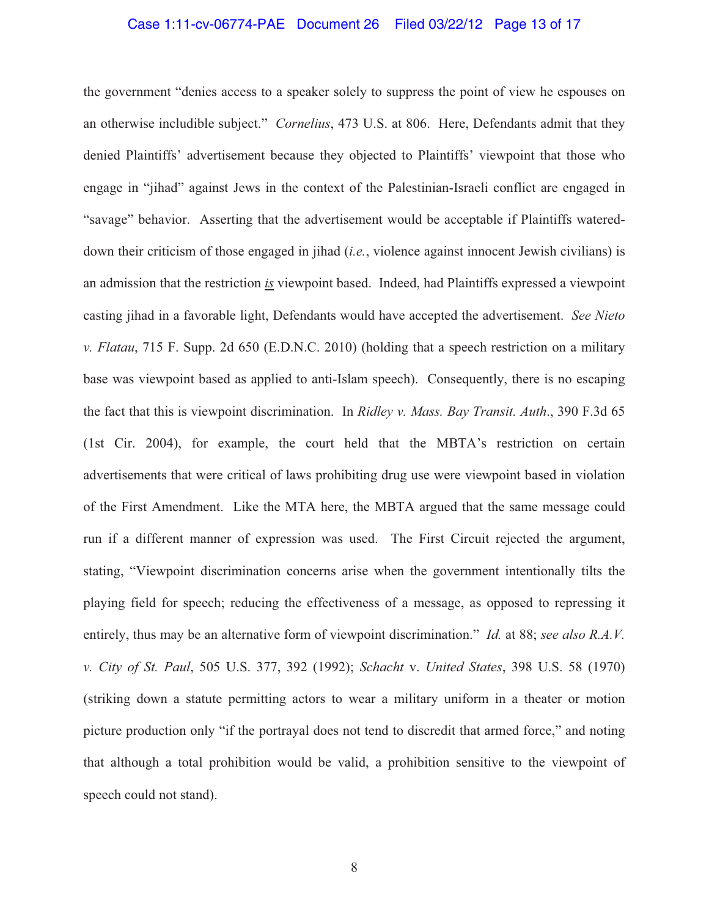the government "denies access to a speaker solely to suppress the point of view he espouses on an otherwise includible subject." *Cornelius*, 473 U.S. at 806. Here, Defendants admit that they denied Plaintiffs' advertisement because they objected to Plaintiffs' viewpoint that those who engage in "jihad" against Jews in the context of the Palestinian-Israeli conflict are engaged in "savage" behavior. Asserting that the advertisement would be acceptable if Plaintiffs watered-down their criticism of those engaged in jihad (*i.e.*, violence against innocent Jewish civilians) is an admission that the restriction ***is*** viewpoint based. Indeed, had Plaintiffs expressed a viewpoint casting jihad in a favorable light, Defendants would have accepted the advertisement. *See Nieto v. Flatau*, 715 F. Supp. 2d 650 (E.D.N.C. 2010) (holding that a speech restriction on a military base was viewpoint based as applied to anti-Islam speech). Consequently, there is no escaping the fact that this is viewpoint discrimination. In *Ridley v. Mass. Bay Transit. Auth*., 390 F.3d 65 (1st Cir. 2004), for example, the court held that the MBTA's restriction on certain advertisements that were critical of laws prohibiting drug use were viewpoint based in violation of the First Amendment. Like the MTA here, the MBTA argued that the same message could run if a different manner of expression was used. The First Circuit rejected the argument, stating, "Viewpoint discrimination concerns arise when the government intentionally tilts the playing field for speech; reducing the effectiveness of a message, as opposed to repressing it entirely, thus may be an alternative form of viewpoint discrimination." *Id.* at 88; *see also R.A.V. v. City of St. Paul*, 505 U.S. 377, 392 (1992); *Schacht* v. *United States*, 398 U.S. 58 (1970) (striking down a statute permitting actors to wear a military uniform in a theater or motion picture production only "if the portrayal does not tend to discredit that armed force," and noting that although a total prohibition would be valid, a prohibition sensitive to the viewpoint of speech could not stand).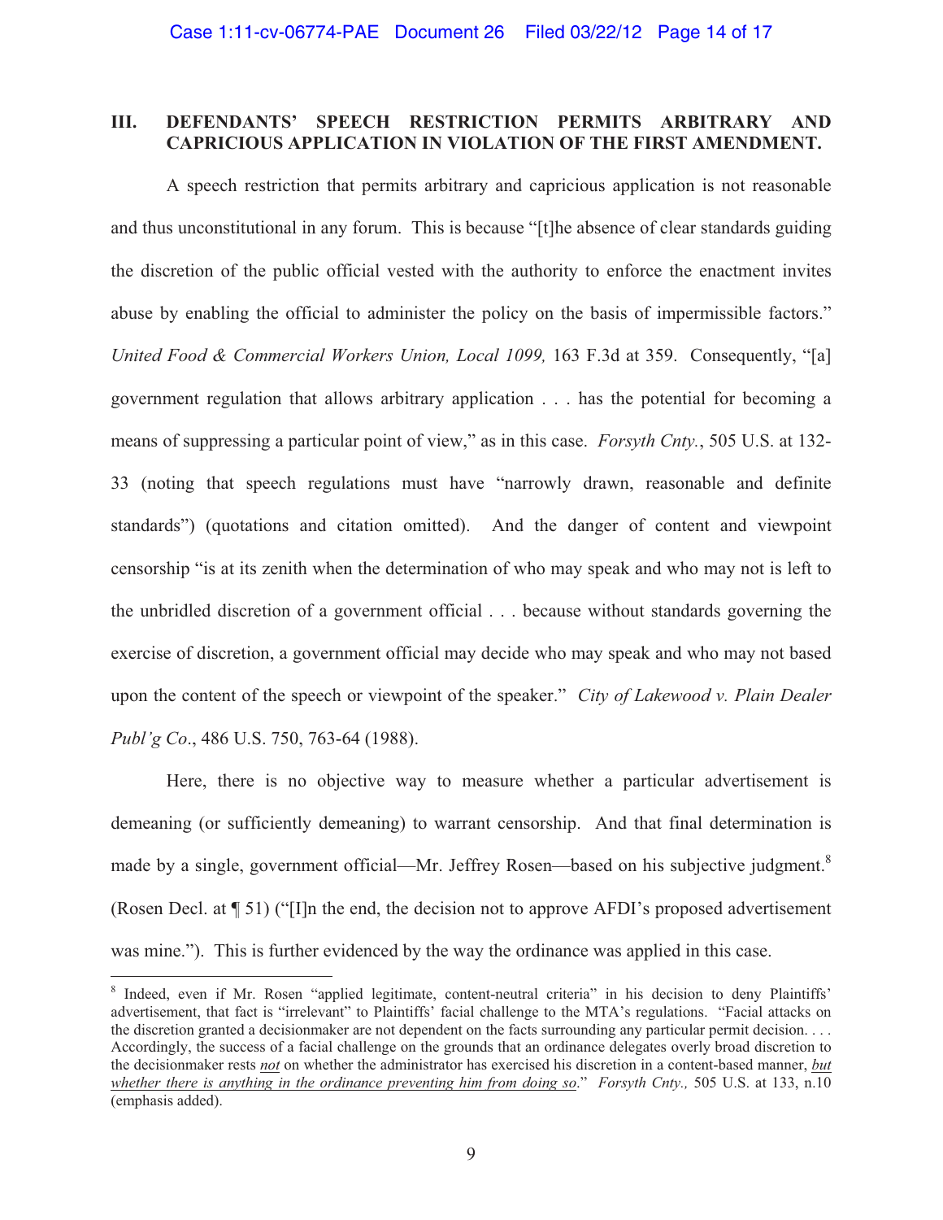## III. DEFENDANTS' SPEECH RESTRICTION PERMITS ARBITRARY AND CAPRICIOUS APPLICATION IN VIOLATION OF THE FIRST AMENDMENT.

A speech restriction that permits arbitrary and capricious application is not reasonable and thus unconstitutional in any forum. This is because "[t]he absence of clear standards guiding the discretion of the public official vested with the authority to enforce the enactment invites abuse by enabling the official to administer the policy on the basis of impermissible factors." *United Food & Commercial Workers Union, Local 1099,* 163 F.3d at 359. Consequently, "[a] government regulation that allows arbitrary application . . . has the potential for becoming a means of suppressing a particular point of view," as in this case. *Forsyth Cnty.*, 505 U.S. at 132-33 (noting that speech regulations must have "narrowly drawn, reasonable and definite standards") (quotations and citation omitted). And the danger of content and viewpoint censorship "is at its zenith when the determination of who may speak and who may not is left to the unbridled discretion of a government official . . . because without standards governing the exercise of discretion, a government official may decide who may speak and who may not based upon the content of the speech or viewpoint of the speaker." *City of Lakewood v. Plain Dealer Publ'g Co*., 486 U.S. 750, 763-64 (1988).

Here, there is no objective way to measure whether a particular advertisement is demeaning (or sufficiently demeaning) to warrant censorship. And that final determination is made by a single, government official—Mr. Jeffrey Rosen—based on his subjective judgment.[8] (Rosen Decl. at ¶ 51) ("[I]n the end, the decision not to approve AFDI's proposed advertisement was mine."). This is further evidenced by the way the ordinance was applied in this case.

[8] Indeed, even if Mr. Rosen "applied legitimate, content-neutral criteria" in his decision to deny Plaintiffs' advertisement, that fact is "irrelevant" to Plaintiffs' facial challenge to the MTA's regulations. "Facial attacks on the discretion granted a decisionmaker are not dependent on the facts surrounding any particular permit decision. . . . Accordingly, the success of a facial challenge on the grounds that an ordinance delegates overly broad discretion to the decisionmaker rests *not* on whether the administrator has exercised his discretion in a content-based manner, *but whether there is anything in the ordinance preventing him from doing so*." *Forsyth Cnty.,* 505 U.S. at 133, n.10 (emphasis added).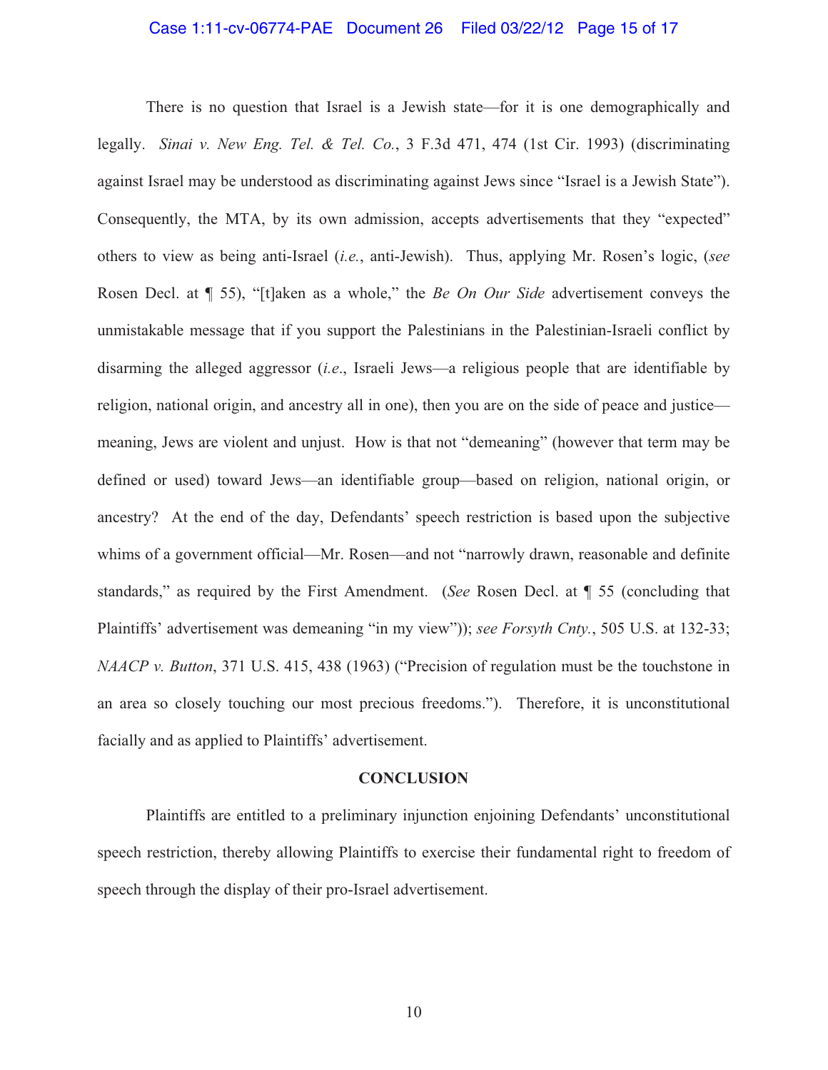There is no question that Israel is a Jewish state—for it is one demographically and legally. *Sinai v. New Eng. Tel. & Tel. Co.*, 3 F.3d 471, 474 (1st Cir. 1993) (discriminating against Israel may be understood as discriminating against Jews since "Israel is a Jewish State"). Consequently, the MTA, by its own admission, accepts advertisements that they "expected" others to view as being anti-Israel (*i.e.*, anti-Jewish). Thus, applying Mr. Rosen's logic, (*see* Rosen Decl. at ¶ 55), "[t]aken as a whole," the *Be On Our Side* advertisement conveys the unmistakable message that if you support the Palestinians in the Palestinian-Israeli conflict by disarming the alleged aggressor (*i.e*., Israeli Jews—a religious people that are identifiable by religion, national origin, and ancestry all in one), then you are on the side of peace and justice—meaning, Jews are violent and unjust. How is that not "demeaning" (however that term may be defined or used) toward Jews—an identifiable group—based on religion, national origin, or ancestry? At the end of the day, Defendants' speech restriction is based upon the subjective whims of a government official—Mr. Rosen—and not "narrowly drawn, reasonable and definite standards," as required by the First Amendment. (*See* Rosen Decl. at ¶ 55 (concluding that Plaintiffs' advertisement was demeaning "in my view")); *see Forsyth Cnty.*, 505 U.S. at 132-33; *NAACP v. Button*, 371 U.S. 415, 438 (1963) ("Precision of regulation must be the touchstone in an area so closely touching our most precious freedoms."). Therefore, it is unconstitutional facially and as applied to Plaintiffs' advertisement.

## CONCLUSION

Plaintiffs are entitled to a preliminary injunction enjoining Defendants' unconstitutional speech restriction, thereby allowing Plaintiffs to exercise their fundamental right to freedom of speech through the display of their pro-Israel advertisement.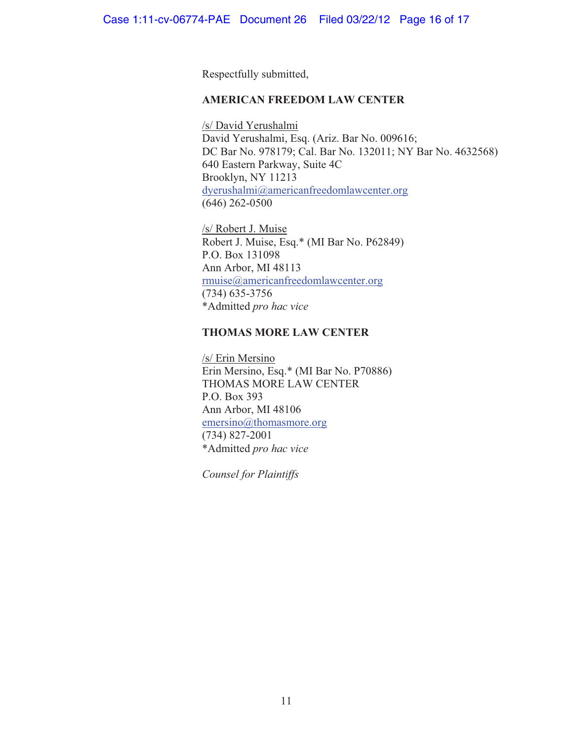Respectfully submitted,

**AMERICAN FREEDOM LAW CENTER**

/s/ David Yerushalmi
David Yerushalmi, Esq. (Ariz. Bar No. 009616;
DC Bar No. 978179; Cal. Bar No. 132011; NY Bar No. 4632568)
640 Eastern Parkway, Suite 4C
Brooklyn, NY 11213
dyerushalmi@americanfreedomlawcenter.org
(646) 262-0500

/s/ Robert J. Muise
Robert J. Muise, Esq.* (MI Bar No. P62849)
P.O. Box 131098
Ann Arbor, MI 48113
rmuise@americanfreedomlawcenter.org
(734) 635-3756
*Admitted *pro hac vice*

**THOMAS MORE LAW CENTER**

/s/ Erin Mersino
Erin Mersino, Esq.* (MI Bar No. P70886)
THOMAS MORE LAW CENTER
P.O. Box 393
Ann Arbor, MI 48106
emersino@thomasmore.org
(734) 827-2001
*Admitted *pro hac vice*

*Counsel for Plaintiffs*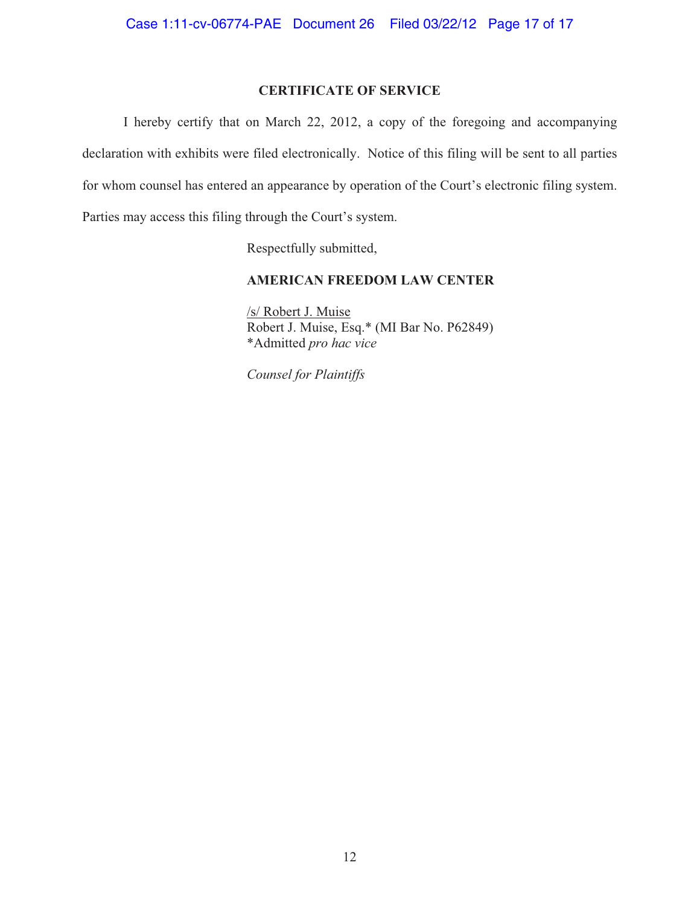## CERTIFICATE OF SERVICE

I hereby certify that on March 22, 2012, a copy of the foregoing and accompanying declaration with exhibits were filed electronically. Notice of this filing will be sent to all parties for whom counsel has entered an appearance by operation of the Court's electronic filing system. Parties may access this filing through the Court's system.

Respectfully submitted,

**AMERICAN FREEDOM LAW CENTER**

/s/ Robert J. Muise
Robert J. Muise, Esq.* (MI Bar No. P62849)
*Admitted *pro hac vice*

*Counsel for Plaintiffs*